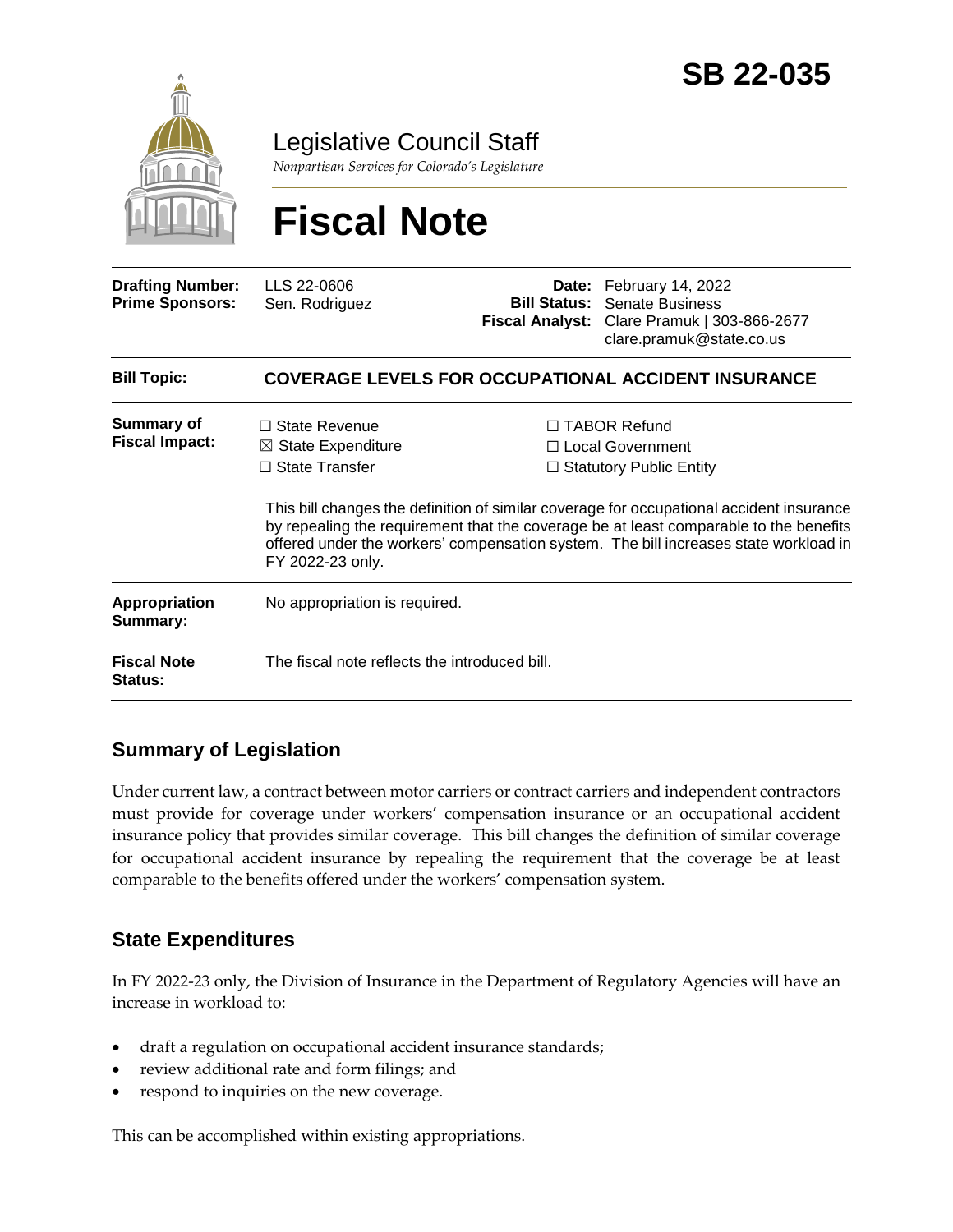# SB 22-035

## Legislative Council Staff

*Nonpartisan Services for Colorado's Legislature*

# Fiscal Note

| | | | |
|---|---|---|---|
| **Drafting Number:** | LLS 22-0606 | **Date:** | February 14, 2022 |
| **Prime Sponsors:** | Sen. Rodriguez | **Bill Status:** | Senate Business |
| | | **Fiscal Analyst:** | Clare Pramuk \| 303-866-2677 clare.pramuk@state.co.us |

| | |
|---|---|
| **Bill Topic:** | **COVERAGE LEVELS FOR OCCUPATIONAL ACCIDENT INSURANCE** |
| **Summary of Fiscal Impact:** | ☐ State Revenue ☒ State Expenditure ☐ State Transfer ☐ TABOR Refund ☐ Local Government ☐ Statutory Public Entity<br><br>This bill changes the definition of similar coverage for occupational accident insurance by repealing the requirement that the coverage be at least comparable to the benefits offered under the workers' compensation system. The bill increases state workload in FY 2022-23 only. |
| **Appropriation Summary:** | No appropriation is required. |
| **Fiscal Note Status:** | The fiscal note reflects the introduced bill. |

## Summary of Legislation

Under current law, a contract between motor carriers or contract carriers and independent contractors must provide for coverage under workers' compensation insurance or an occupational accident insurance policy that provides similar coverage. This bill changes the definition of similar coverage for occupational accident insurance by repealing the requirement that the coverage be at least comparable to the benefits offered under the workers' compensation system.

## State Expenditures

In FY 2022-23 only, the Division of Insurance in the Department of Regulatory Agencies will have an increase in workload to:

- draft a regulation on occupational accident insurance standards;
- review additional rate and form filings; and
- respond to inquiries on the new coverage.

This can be accomplished within existing appropriations.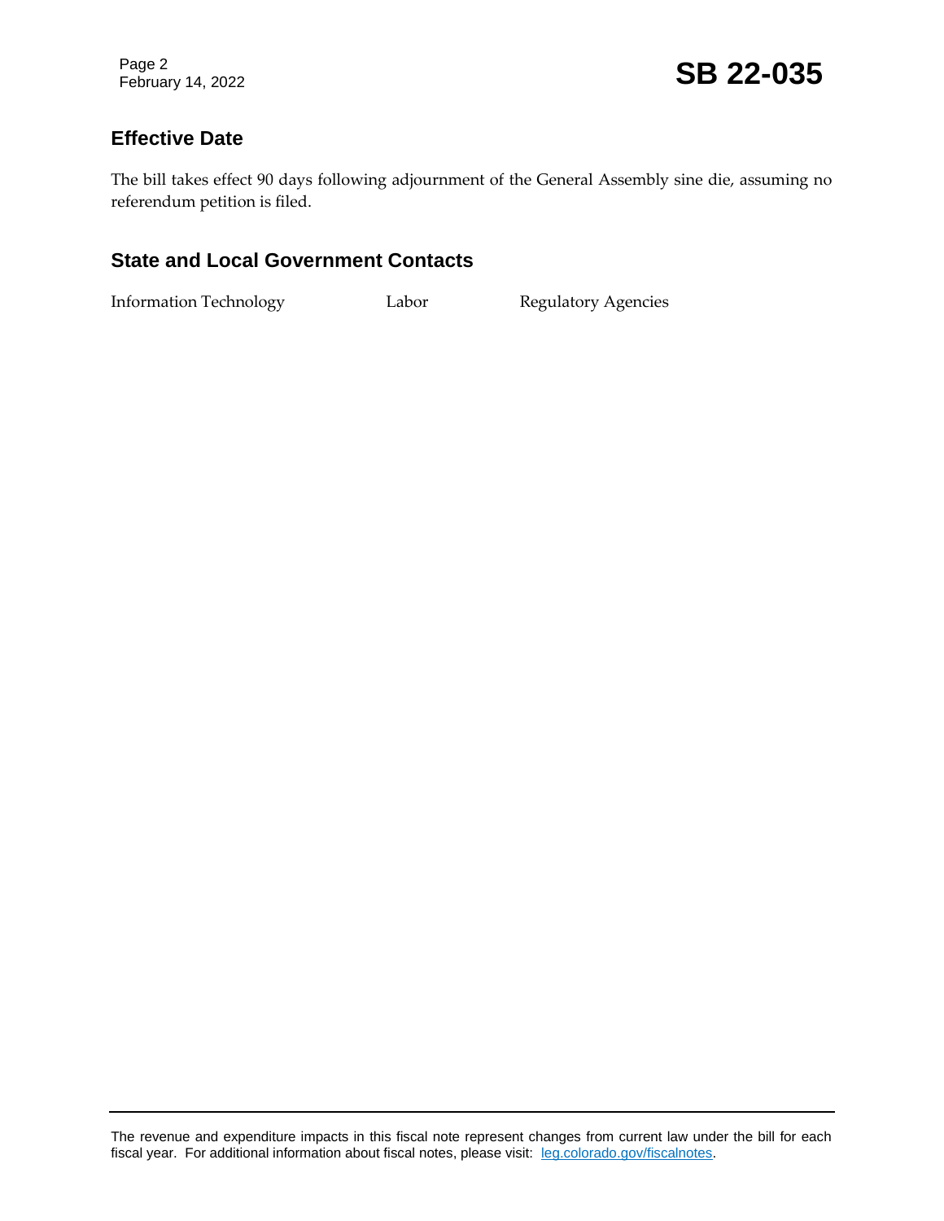## Effective Date

The bill takes effect 90 days following adjournment of the General Assembly sine die, assuming no referendum petition is filed.

## State and Local Government Contacts

| | | |
|---|---|---|
| Information Technology | Labor | Regulatory Agencies |

The revenue and expenditure impacts in this fiscal note represent changes from current law under the bill for each fiscal year. For additional information about fiscal notes, please visit: leg.colorado.gov/fiscalnotes.